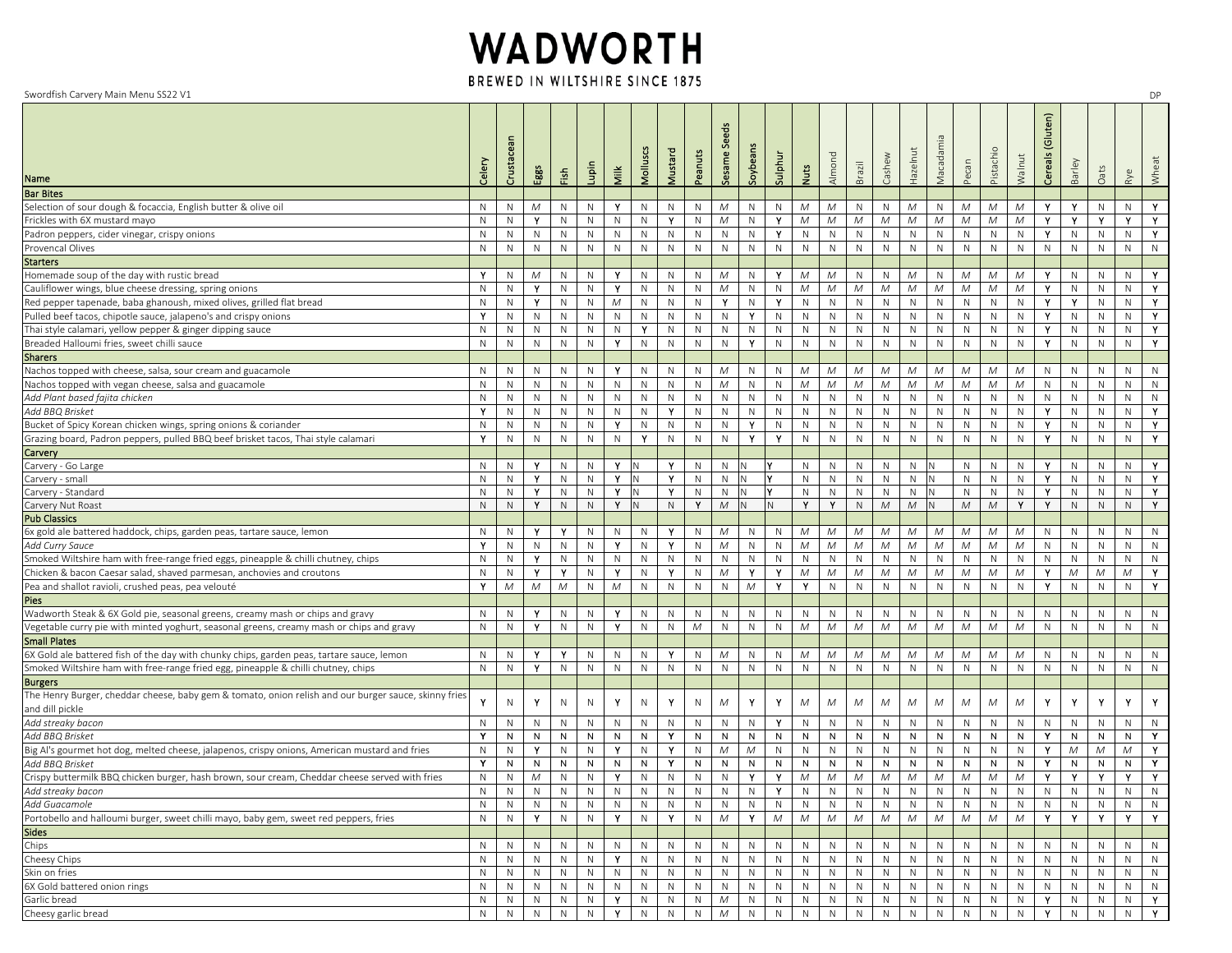# WADWORTH

BREWED IN WILTSHIRE SINCE 1875

Swordfish Carvery Main Menu SS22 V1

DP

| Name | Celery | Crustacean | Eggs | Fish | Lupin | Milk | Molluscs | Mustard | Peanuts | Sesame Seeds | Soybeans | Sulphur | Nuts | Almond | Brazil | Cashew | Hazelnut | Macadamia | Pecan | Pistachio | Walnut | Cereals (Gluten) | Barley | Oats | Rye | Wheat |
|---|---|---|---|---|---|---|---|---|---|---|---|---|---|---|---|---|---|---|---|---|---|---|---|---|---|---|
| **Bar Bites** | | | | | | | | | | | | | | | | | | | | | | | | | | |
| Selection of sour dough & focaccia, English butter & olive oil | N | N | *M* | N | N | **Y** | N | N | N | *M* | N | N | *M* | *M* | N | N | *M* | N | *M* | *M* | *M* | **Y** | **Y** | N | N | **Y** |
| Frickles with 6X mustard mayo | N | N | **Y** | N | N | N | N | **Y** | N | *M* | N | **Y** | *M* | *M* | *M* | *M* | *M* | *M* | *M* | *M* | *M* | **Y** | **Y** | **Y** | **Y** | **Y** |
| Padron peppers, cider vinegar, crispy onions | N | N | N | N | N | N | N | N | N | N | N | **Y** | N | N | N | N | N | N | N | N | N | **Y** | N | N | N | **Y** |
| Provencal Olives | N | N | N | N | N | N | N | N | N | N | N | N | N | N | N | N | N | N | N | N | N | N | N | N | N | N |
| **Starters** | | | | | | | | | | | | | | | | | | | | | | | | | | |
| Homemade soup of the day with rustic bread | **Y** | N | *M* | N | N | **Y** | N | N | N | *M* | N | **Y** | *M* | *M* | N | N | *M* | N | *M* | *M* | *M* | **Y** | N | N | N | **Y** |
| Cauliflower wings, blue cheese dressing, spring onions | N | N | **Y** | N | N | **Y** | N | N | N | *M* | N | N | *M* | *M* | *M* | *M* | *M* | *M* | *M* | *M* | *M* | **Y** | N | N | N | **Y** |
| Red pepper tapenade, baba ghanoush, mixed olives, grilled flat bread | N | N | **Y** | N | N | *M* | N | N | N | **Y** | N | **Y** | N | N | N | N | N | N | N | N | N | **Y** | **Y** | N | N | **Y** |
| Pulled beef tacos, chipotle sauce, jalapeno's and crispy onions | **Y** | N | N | N | N | N | N | N | N | N | **Y** | N | N | N | N | N | N | N | N | N | N | **Y** | N | N | N | **Y** |
| Thai style calamari, yellow pepper & ginger dipping sauce | N | N | N | N | N | N | **Y** | N | N | N | N | N | N | N | N | N | N | N | N | N | N | **Y** | N | N | N | **Y** |
| Breaded Halloumi fries, sweet chilli sauce | N | N | N | N | N | **Y** | N | N | N | N | **Y** | N | N | N | N | N | N | N | N | N | N | **Y** | N | N | N | **Y** |
| **Sharers** | | | | | | | | | | | | | | | | | | | | | | | | | | |
| Nachos topped with cheese, salsa, sour cream and guacamole | N | N | N | N | N | **Y** | N | N | N | *M* | N | N | *M* | *M* | *M* | *M* | *M* | *M* | *M* | *M* | *M* | N | N | N | N | N |
| Nachos topped with vegan cheese, salsa and guacamole | N | N | N | N | N | N | N | N | N | *M* | N | N | *M* | *M* | *M* | *M* | *M* | *M* | *M* | *M* | *M* | N | N | N | N | N |
| *Add Plant based fajita chicken* | N | N | N | N | N | N | N | N | N | N | N | N | N | N | N | N | N | N | N | N | N | N | N | N | N | N |
| *Add BBQ Brisket* | **Y** | N | N | N | N | N | N | **Y** | N | N | N | N | N | N | N | N | N | N | N | N | N | **Y** | N | N | N | **Y** |
| Bucket of Spicy Korean chicken wings, spring onions & coriander | N | N | N | N | N | **Y** | N | N | N | N | **Y** | N | N | N | N | N | N | N | N | N | N | **Y** | N | N | N | **Y** |
| Grazing board, Padron peppers, pulled BBQ beef brisket tacos, Thai style calamari | **Y** | N | N | N | N | N | **Y** | N | N | N | **Y** | **Y** | N | N | N | N | N | N | N | N | N | **Y** | N | N | N | **Y** |
| **Carvery** | | | | | | | | | | | | | | | | | | | | | | | | | | |
| Carvery - Go Large | N | N | **Y** | N | N | **Y** | N | **Y** | N | N | N | **Y** | N | N | N | N | N | N | N | N | N | **Y** | N | N | N | **Y** |
| Carvery - small | N | N | **Y** | N | N | **Y** | N | **Y** | N | N | N | **Y** | N | N | N | N | N | N | N | N | N | **Y** | N | N | N | **Y** |
| Carvery - Standard | N | N | **Y** | N | N | **Y** | N | **Y** | N | N | N | **Y** | N | N | N | N | N | N | N | N | N | **Y** | N | N | N | **Y** |
| Carvery Nut Roast | N | N | **Y** | N | N | **Y** | N | N | **Y** | *M* | N | N | **Y** | **Y** | N | *M* | *M* | N | *M* | *M* | **Y** | **Y** | N | N | N | **Y** |
| **Pub Classics** | | | | | | | | | | | | | | | | | | | | | | | | | | |
| 6x gold ale battered haddock, chips, garden peas, tartare sauce, lemon | N | N | **Y** | **Y** | N | N | N | **Y** | N | *M* | N | N | *M* | *M* | *M* | *M* | *M* | *M* | *M* | *M* | *M* | N | N | N | N | N |
| *Add Curry Sauce* | **Y** | N | N | N | N | **Y** | N | **Y** | N | *M* | N | N | *M* | *M* | *M* | *M* | *M* | *M* | *M* | *M* | *M* | N | N | N | N | N |
| Smoked Wiltshire ham with free-range fried eggs, pineapple & chilli chutney, chips | N | N | **Y** | N | N | N | N | N | N | N | N | N | N | N | N | N | N | N | N | N | N | N | N | N | N | N |
| Chicken & bacon Caesar salad, shaved parmesan, anchovies and croutons | N | N | **Y** | **Y** | N | **Y** | N | **Y** | N | *M* | **Y** | **Y** | *M* | *M* | *M* | *M* | *M* | *M* | *M* | *M* | *M* | **Y** | *M* | *M* | *M* | **Y** |
| Pea and shallot ravioli, crushed peas, pea velouté | **Y** | *M* | *M* | *M* | N | *M* | N | N | N | N | *M* | **Y** | **Y** | N | N | N | N | N | N | N | N | **Y** | N | N | N | **Y** |
| **Pies** | | | | | | | | | | | | | | | | | | | | | | | | | | |
| Wadworth Steak & 6X Gold pie, seasonal greens, creamy mash or chips and gravy | N | N | **Y** | N | N | **Y** | N | N | N | N | N | N | N | N | N | N | N | N | N | N | N | N | N | N | N | N |
| Vegetable curry pie with minted yoghurt, seasonal greens, creamy mash or chips and gravy | N | N | **Y** | N | N | **Y** | N | N | *M* | N | N | N | *M* | *M* | *M* | *M* | *M* | *M* | *M* | *M* | *M* | N | N | N | N | N |
| **Small Plates** | | | | | | | | | | | | | | | | | | | | | | | | | | |
| 6X Gold ale battered fish of the day with chunky chips, garden peas, tartare sauce, lemon | N | N | **Y** | **Y** | N | N | N | **Y** | N | *M* | N | N | *M* | *M* | *M* | *M* | *M* | *M* | *M* | *M* | *M* | N | N | N | N | N |
| Smoked Wiltshire ham with free-range fried egg, pineapple & chilli chutney, chips | N | N | **Y** | N | N | N | N | N | N | N | N | N | N | N | N | N | N | N | N | N | N | N | N | N | N | N |
| **Burgers** | | | | | | | | | | | | | | | | | | | | | | | | | | |
| The Henry Burger, cheddar cheese, baby gem & tomato, onion relish and our burger sauce, skinny fries and dill pickle | **Y** | N | **Y** | N | N | **Y** | N | **Y** | N | *M* | **Y** | **Y** | *M* | *M* | *M* | *M* | *M* | *M* | *M* | *M* | *M* | **Y** | **Y** | **Y** | **Y** | **Y** |
| *Add streaky bacon* | N | N | N | N | N | N | N | N | N | N | N | **Y** | N | N | N | N | N | N | N | N | N | N | N | N | N | N |
| *Add BBQ Brisket* | **Y** | N | N | N | N | N | N | **Y** | N | N | N | N | N | N | N | N | N | N | N | N | N | **Y** | N | N | N | **Y** |
| Big Al's gourmet hot dog, melted cheese, jalapenos, crispy onions, American mustard and fries | N | N | **Y** | N | N | **Y** | N | **Y** | N | *M* | *M* | N | N | N | N | N | N | N | N | N | N | **Y** | *M* | *M* | *M* | **Y** |
| *Add BBQ Brisket* | **Y** | N | N | N | N | N | N | **Y** | N | N | N | N | N | N | N | N | N | N | N | N | N | **Y** | N | N | N | **Y** |
| Crispy buttermilk BBQ chicken burger, hash brown, sour cream, Cheddar cheese served with fries | N | N | *M* | N | N | **Y** | N | N | N | N | **Y** | **Y** | *M* | *M* | *M* | *M* | *M* | *M* | *M* | *M* | *M* | **Y** | **Y** | **Y** | **Y** | **Y** |
| *Add streaky bacon* | N | N | N | N | N | N | N | N | N | N | N | **Y** | N | N | N | N | N | N | N | N | N | N | N | N | N | N |
| *Add Guacamole* | N | N | N | N | N | N | N | N | N | N | N | N | N | N | N | N | N | N | N | N | N | N | N | N | N | N |
| Portobello and halloumi burger, sweet chilli mayo, baby gem, sweet red peppers, fries | N | N | **Y** | N | N | **Y** | N | **Y** | N | *M* | **Y** | *M* | *M* | *M* | *M* | *M* | *M* | *M* | *M* | *M* | *M* | **Y** | **Y** | **Y** | **Y** | **Y** |
| **Sides** | | | | | | | | | | | | | | | | | | | | | | | | | | |
| Chips | N | N | N | N | N | N | N | N | N | N | N | N | N | N | N | N | N | N | N | N | N | N | N | N | N | N |
| Cheesy Chips | N | N | N | N | N | **Y** | N | N | N | N | N | N | N | N | N | N | N | N | N | N | N | N | N | N | N | N |
| Skin on fries | N | N | N | N | N | N | N | N | N | N | N | N | N | N | N | N | N | N | N | N | N | N | N | N | N | N |
| 6X Gold battered onion rings | N | N | N | N | N | N | N | N | N | N | N | N | N | N | N | N | N | N | N | N | N | N | N | N | N | N |
| Garlic bread | N | N | N | N | N | **Y** | N | N | N | *M* | N | N | N | N | N | N | N | N | N | N | N | **Y** | N | N | N | **Y** |
| Cheesy garlic bread | N | N | N | N | N | **Y** | N | N | N | *M* | N | N | N | N | N | N | N | N | N | N | N | **Y** | N | N | N | **Y** |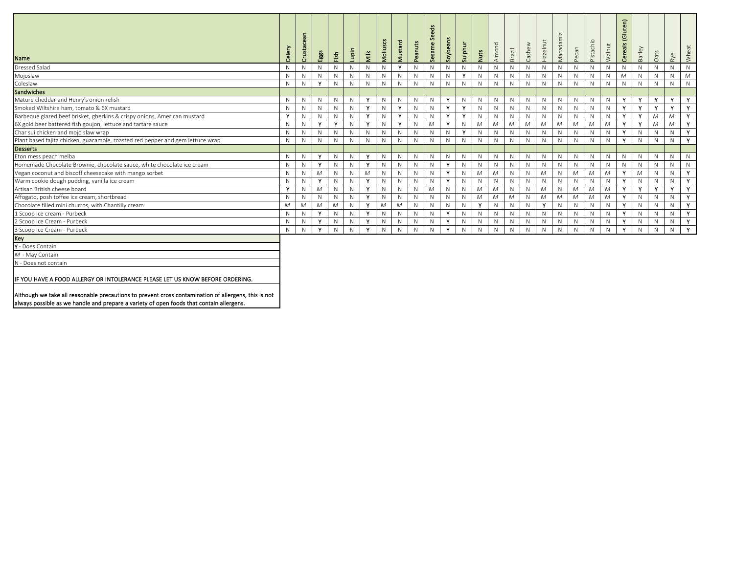| Name | Celery | Crustacean | Eggs | Fish | Lupin | Milk | Molluscs | Mustard | Peanuts | Sesame Seeds | Soybeans | Sulphur | Nuts | Almond | Brazil | Cashew | Hazelnut | Macadamia | Pecan | Pistachio | Walnut | Cereals (Gluten) | Barley | Oats | Rye | Wheat |
|---|---|---|---|---|---|---|---|---|---|---|---|---|---|---|---|---|---|---|---|---|---|---|---|---|---|---|
| Dressed Salad | N | N | N | N | N | N | N | Y | N | N | N | N | N | N | N | N | N | N | N | N | N | N | N | N | N | N |
| Mojoslaw | N | N | N | N | N | N | N | N | N | N | N | Y | N | N | N | N | N | N | N | N | N | M | N | N | N | M |
| Coleslaw | N | N | Y | N | N | N | N | N | N | N | N | N | N | N | N | N | N | N | N | N | N | N | N | N | N | N |
| **Sandwiches** | | | | | | | | | | | | | | | | | | | | | | | | | | |
| Mature cheddar and Henry's onion relish | N | N | N | N | N | Y | N | N | N | N | Y | N | N | N | N | N | N | N | N | N | N | Y | Y | Y | Y | Y |
| Smoked Wiltshire ham, tomato & 6X mustard | N | N | N | N | N | N | N | Y | N | N | Y | Y | N | N | N | N | N | N | N | N | N | Y | Y | Y | Y | Y |
| Barbeque glazed beef brisket, gherkins & crispy onions, American mustard | Y | N | N | N | N | Y | N | Y | N | N | Y | Y | N | N | N | N | N | N | N | N | N | Y | Y | M | M | Y |
| 6X gold beer battered fish goujon, lettuce and tartare sauce | N | N | Y | Y | N | Y | N | Y | N | M | Y | N | M | M | M | M | M | M | M | M | M | Y | Y | M | M | Y |
| Char sui chicken and mojo slaw wrap | N | N | N | N | N | N | N | N | N | N | N | Y | N | N | N | N | N | N | N | N | N | Y | N | N | N | Y |
| Plant based fajita chicken, guacamole, roasted red pepper and gem lettuce wrap | N | N | N | N | N | N | N | N | N | N | N | N | N | N | N | N | N | N | N | N | N | Y | N | N | N | Y |
| **Desserts** | | | | | | | | | | | | | | | | | | | | | | | | | | |
| Eton mess peach melba | N | N | Y | N | N | Y | N | N | N | N | N | N | N | N | N | N | N | N | N | N | N | N | N | N | N | N |
| Homemade Chocolate Brownie, chocolate sauce, white chocolate ice cream | N | N | Y | N | N | Y | N | N | N | N | Y | N | N | N | N | N | N | N | N | N | N | N | N | N | N | N |
| Vegan coconut and biscoff cheesecake with mango sorbet | N | N | M | N | N | M | N | N | N | N | Y | N | M | M | N | N | M | N | M | M | M | Y | M | N | N | Y |
| Warm cookie dough pudding, vanilla ice cream | N | N | Y | N | N | Y | N | N | N | N | Y | N | N | N | N | N | N | N | N | N | N | Y | N | N | N | Y |
| Artisan British cheese board | Y | N | M | N | N | Y | N | N | N | M | N | N | M | M | N | N | M | N | M | M | M | Y | Y | Y | Y | Y |
| Affogato, posh toffee ice cream, shortbread | N | N | N | N | N | Y | N | N | N | N | N | N | M | M | M | N | M | M | M | M | M | Y | N | N | N | Y |
| Chocolate filled mini churros, with Chantilly cream | M | M | M | M | N | Y | M | M | N | N | N | N | Y | N | N | N | Y | N | N | N | N | Y | N | N | N | Y |
| 1 Scoop Ice cream - Purbeck | N | N | Y | N | N | Y | N | N | N | N | Y | N | N | N | N | N | N | N | N | N | N | Y | N | N | N | Y |
| 2 Scoop Ice Cream - Purbeck | N | N | Y | N | N | Y | N | N | N | N | Y | N | N | N | N | N | N | N | N | N | N | Y | N | N | N | Y |
| 3 Scoop Ice Cream - Purbeck | N | N | Y | N | N | Y | N | N | N | N | Y | N | N | N | N | N | N | N | N | N | N | Y | N | N | N | Y |

**Key**

**Y** - Does Contain

*M* - May Contain

N - Does not contain

IF YOU HAVE A FOOD ALLERGY OR INTOLERANCE PLEASE LET US KNOW BEFORE ORDERING.

Although we take all reasonable precautions to prevent cross contamination of allergens, this is not always possible as we handle and prepare a variety of open foods that contain allergens.